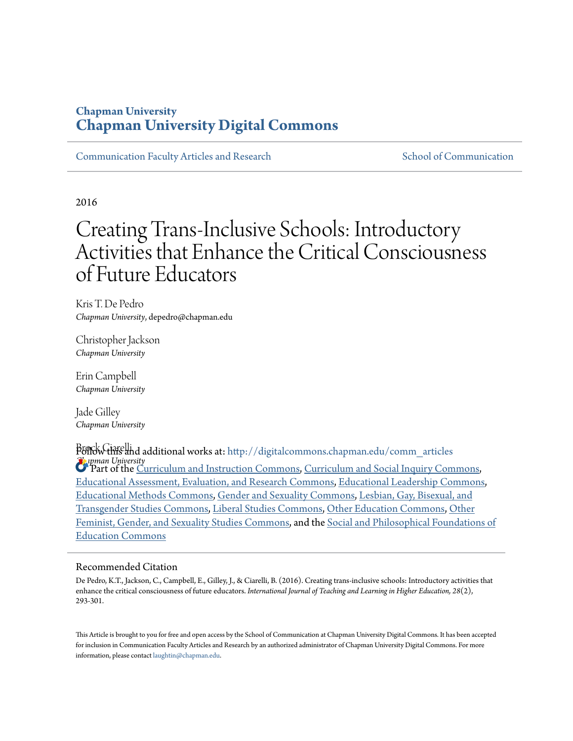**Chapman University**
# Chapman University Digital Commons

Communication Faculty Articles and Research | School of Communication

2016

# Creating Trans-Inclusive Schools: Introductory Activities that Enhance the Critical Consciousness of Future Educators

Kris T. De Pedro
*Chapman University*, depedro@chapman.edu

Christopher Jackson
*Chapman University*

Erin Campbell
*Chapman University*

Jade Gilley
*Chapman University*

Brock Ciarelli
*Chapman University*

Follow this and additional works at: http://digitalcommons.chapman.edu/comm_articles

Part of the Curriculum and Instruction Commons, Curriculum and Social Inquiry Commons, Educational Assessment, Evaluation, and Research Commons, Educational Leadership Commons, Educational Methods Commons, Gender and Sexuality Commons, Lesbian, Gay, Bisexual, and Transgender Studies Commons, Liberal Studies Commons, Other Education Commons, Other Feminist, Gender, and Sexuality Studies Commons, and the Social and Philosophical Foundations of Education Commons

---

## Recommended Citation

De Pedro, K.T., Jackson, C., Campbell, E., Gilley, J., & Ciarelli, B. (2016). Creating trans-inclusive schools: Introductory activities that enhance the critical consciousness of future educators. *International Journal of Teaching and Learning in Higher Education, 28*(2), 293-301.

This Article is brought to you for free and open access by the School of Communication at Chapman University Digital Commons. It has been accepted for inclusion in Communication Faculty Articles and Research by an authorized administrator of Chapman University Digital Commons. For more information, please contact laughtin@chapman.edu.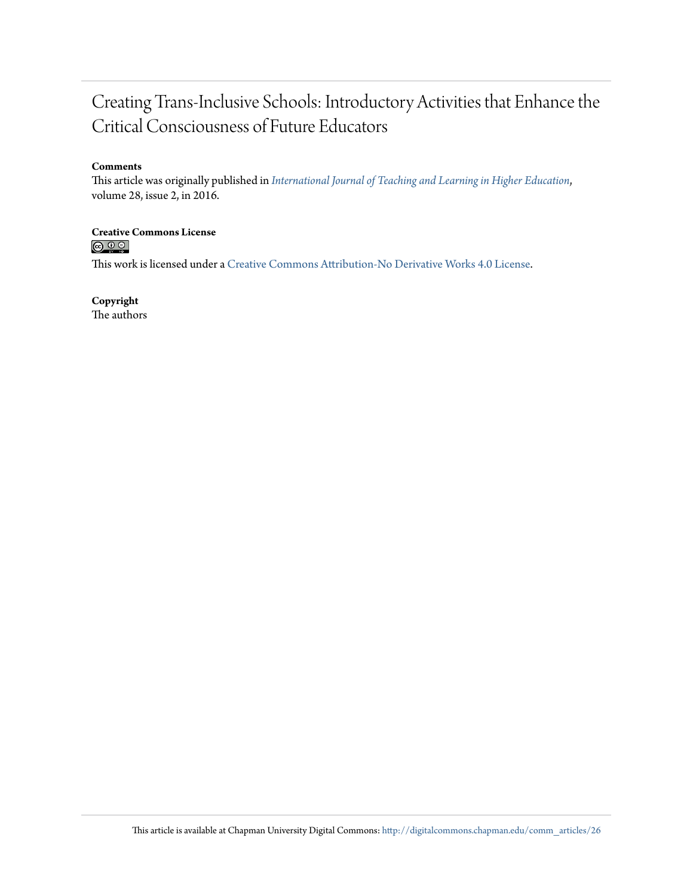# Creating Trans-Inclusive Schools: Introductory Activities that Enhance the Critical Consciousness of Future Educators

**Comments**

This article was originally published in *International Journal of Teaching and Learning in Higher Education*, volume 28, issue 2, in 2016.

**Creative Commons License**

This work is licensed under a Creative Commons Attribution-No Derivative Works 4.0 License.

**Copyright**

The authors

This article is available at Chapman University Digital Commons: http://digitalcommons.chapman.edu/comm_articles/26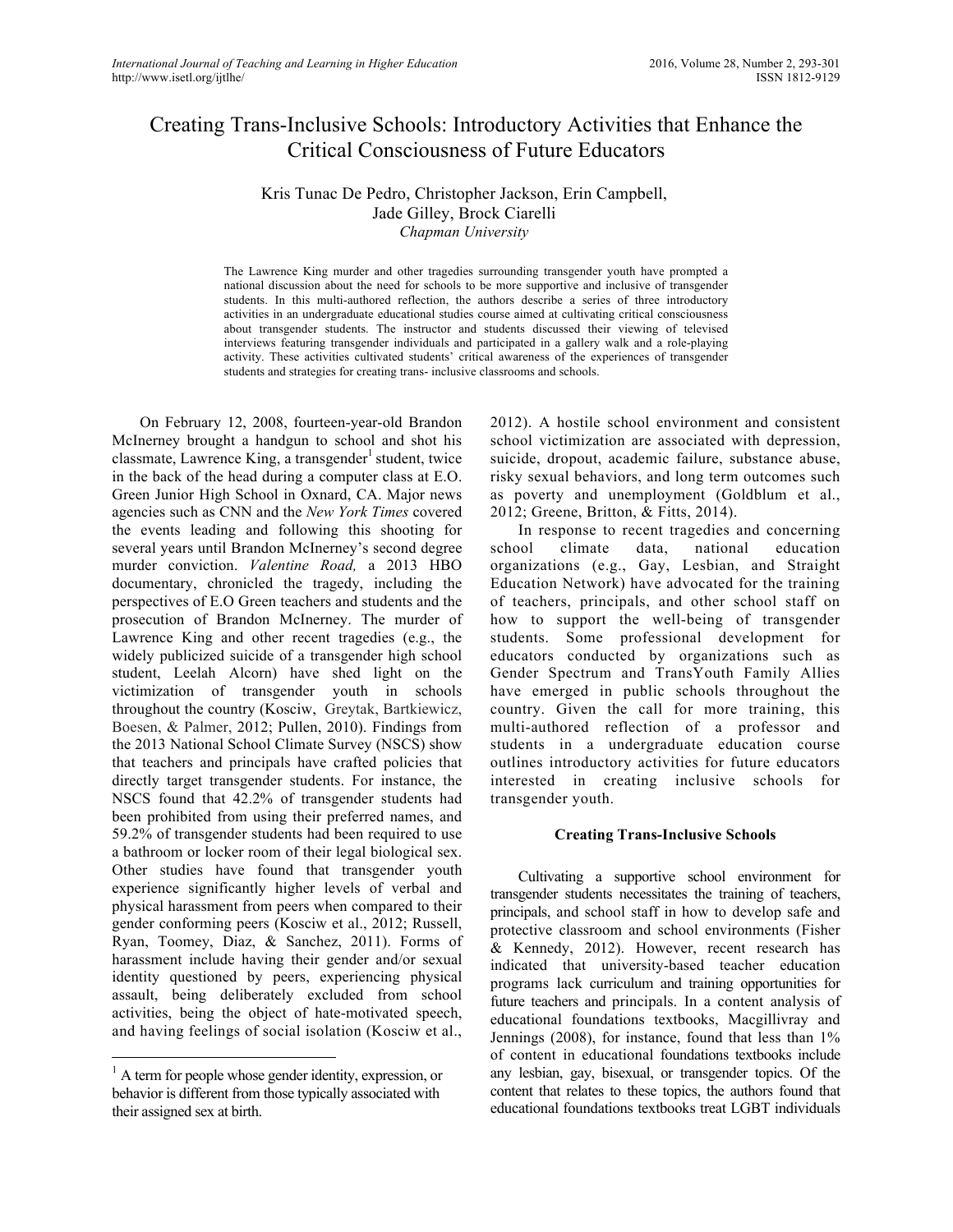# Creating Trans-Inclusive Schools: Introductory Activities that Enhance the Critical Consciousness of Future Educators

Kris Tunac De Pedro, Christopher Jackson, Erin Campbell, Jade Gilley, Brock Ciarelli
*Chapman University*

The Lawrence King murder and other tragedies surrounding transgender youth have prompted a national discussion about the need for schools to be more supportive and inclusive of transgender students. In this multi-authored reflection, the authors describe a series of three introductory activities in an undergraduate educational studies course aimed at cultivating critical consciousness about transgender students. The instructor and students discussed their viewing of televised interviews featuring transgender individuals and participated in a gallery walk and a role-playing activity. These activities cultivated students' critical awareness of the experiences of transgender students and strategies for creating trans- inclusive classrooms and schools.

On February 12, 2008, fourteen-year-old Brandon McInerney brought a handgun to school and shot his classmate, Lawrence King, a transgender[1] student, twice in the back of the head during a computer class at E.O. Green Junior High School in Oxnard, CA. Major news agencies such as CNN and the *New York Times* covered the events leading and following this shooting for several years until Brandon McInerney's second degree murder conviction. *Valentine Road,* a 2013 HBO documentary, chronicled the tragedy, including the perspectives of E.O Green teachers and students and the prosecution of Brandon McInerney. The murder of Lawrence King and other recent tragedies (e.g., the widely publicized suicide of a transgender high school student, Leelah Alcorn) have shed light on the victimization of transgender youth in schools throughout the country (Kosciw, Greytak, Bartkiewicz, Boesen, & Palmer, 2012; Pullen, 2010). Findings from the 2013 National School Climate Survey (NSCS) show that teachers and principals have crafted policies that directly target transgender students. For instance, the NSCS found that 42.2% of transgender students had been prohibited from using their preferred names, and 59.2% of transgender students had been required to use a bathroom or locker room of their legal biological sex. Other studies have found that transgender youth experience significantly higher levels of verbal and physical harassment from peers when compared to their gender conforming peers (Kosciw et al., 2012; Russell, Ryan, Toomey, Diaz, & Sanchez, 2011). Forms of harassment include having their gender and/or sexual identity questioned by peers, experiencing physical assault, being deliberately excluded from school activities, being the object of hate-motivated speech, and having feelings of social isolation (Kosciw et al., 2012). A hostile school environment and consistent school victimization are associated with depression, suicide, dropout, academic failure, substance abuse, risky sexual behaviors, and long term outcomes such as poverty and unemployment (Goldblum et al., 2012; Greene, Britton, & Fitts, 2014).

In response to recent tragedies and concerning school climate data, national education organizations (e.g., Gay, Lesbian, and Straight Education Network) have advocated for the training of teachers, principals, and other school staff on how to support the well-being of transgender students. Some professional development for educators conducted by organizations such as Gender Spectrum and TransYouth Family Allies have emerged in public schools throughout the country. Given the call for more training, this multi-authored reflection of a professor and students in a undergraduate education course outlines introductory activities for future educators interested in creating inclusive schools for transgender youth.

## Creating Trans-Inclusive Schools

Cultivating a supportive school environment for transgender students necessitates the training of teachers, principals, and school staff in how to develop safe and protective classroom and school environments (Fisher & Kennedy, 2012). However, recent research has indicated that university-based teacher education programs lack curriculum and training opportunities for future teachers and principals. In a content analysis of educational foundations textbooks, Macgillivray and Jennings (2008), for instance, found that less than 1% of content in educational foundations textbooks include any lesbian, gay, bisexual, or transgender topics. Of the content that relates to these topics, the authors found that educational foundations textbooks treat LGBT individuals

[1] A term for people whose gender identity, expression, or behavior is different from those typically associated with their assigned sex at birth.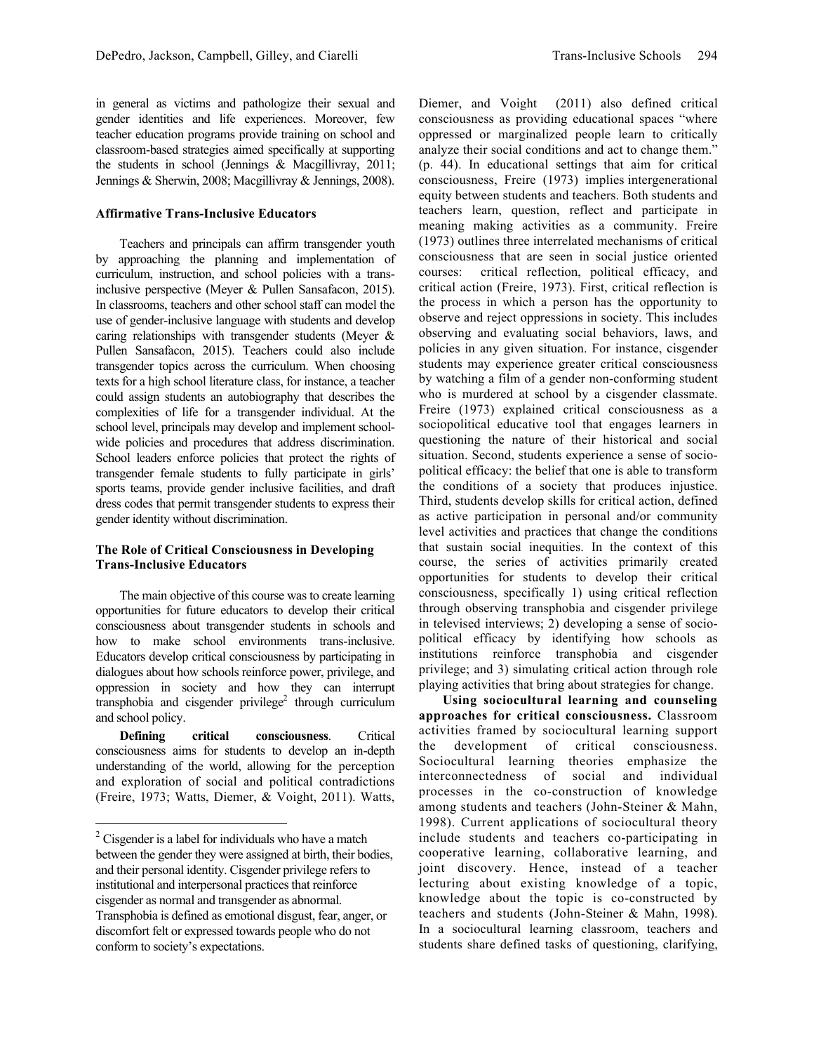in general as victims and pathologize their sexual and gender identities and life experiences. Moreover, few teacher education programs provide training on school and classroom-based strategies aimed specifically at supporting the students in school (Jennings & Macgillivray, 2011; Jennings & Sherwin, 2008; Macgillivray & Jennings, 2008).

### Affirmative Trans-Inclusive Educators

Teachers and principals can affirm transgender youth by approaching the planning and implementation of curriculum, instruction, and school policies with a trans-inclusive perspective (Meyer & Pullen Sansafacon, 2015). In classrooms, teachers and other school staff can model the use of gender-inclusive language with students and develop caring relationships with transgender students (Meyer & Pullen Sansafacon, 2015). Teachers could also include transgender topics across the curriculum. When choosing texts for a high school literature class, for instance, a teacher could assign students an autobiography that describes the complexities of life for a transgender individual. At the school level, principals may develop and implement school-wide policies and procedures that address discrimination. School leaders enforce policies that protect the rights of transgender female students to fully participate in girls' sports teams, provide gender inclusive facilities, and draft dress codes that permit transgender students to express their gender identity without discrimination.

### The Role of Critical Consciousness in Developing Trans-Inclusive Educators

The main objective of this course was to create learning opportunities for future educators to develop their critical consciousness about transgender students in schools and how to make school environments trans-inclusive. Educators develop critical consciousness by participating in dialogues about how schools reinforce power, privilege, and oppression in society and how they can interrupt transphobia and cisgender privilege[2] through curriculum and school policy.

**Defining critical consciousness**. Critical consciousness aims for students to develop an in-depth understanding of the world, allowing for the perception and exploration of social and political contradictions (Freire, 1973; Watts, Diemer, & Voight, 2011). Watts, Diemer, and Voight (2011) also defined critical consciousness as providing educational spaces "where oppressed or marginalized people learn to critically analyze their social conditions and act to change them." (p. 44). In educational settings that aim for critical consciousness, Freire (1973) implies intergenerational equity between students and teachers. Both students and teachers learn, question, reflect and participate in meaning making activities as a community. Freire (1973) outlines three interrelated mechanisms of critical consciousness that are seen in social justice oriented courses: critical reflection, political efficacy, and critical action (Freire, 1973). First, critical reflection is the process in which a person has the opportunity to observe and reject oppressions in society. This includes observing and evaluating social behaviors, laws, and policies in any given situation. For instance, cisgender students may experience greater critical consciousness by watching a film of a gender non-conforming student who is murdered at school by a cisgender classmate. Freire (1973) explained critical consciousness as a sociopolitical educative tool that engages learners in questioning the nature of their historical and social situation. Second, students experience a sense of socio-political efficacy: the belief that one is able to transform the conditions of a society that produces injustice. Third, students develop skills for critical action, defined as active participation in personal and/or community level activities and practices that change the conditions that sustain social inequities. In the context of this course, the series of activities primarily created opportunities for students to develop their critical consciousness, specifically 1) using critical reflection through observing transphobia and cisgender privilege in televised interviews; 2) developing a sense of socio-political efficacy by identifying how schools as institutions reinforce transphobia and cisgender privilege; and 3) simulating critical action through role playing activities that bring about strategies for change.

**Using sociocultural learning and counseling approaches for critical consciousness.** Classroom activities framed by sociocultural learning support the development of critical consciousness. Sociocultural learning theories emphasize the interconnectedness of social and individual processes in the co-construction of knowledge among students and teachers (John-Steiner & Mahn, 1998). Current applications of sociocultural theory include students and teachers co-participating in cooperative learning, collaborative learning, and joint discovery. Hence, instead of a teacher lecturing about existing knowledge of a topic, knowledge about the topic is co-constructed by teachers and students (John-Steiner & Mahn, 1998). In a sociocultural learning classroom, teachers and students share defined tasks of questioning, clarifying,

---

[2] Cisgender is a label for individuals who have a match between the gender they were assigned at birth, their bodies, and their personal identity. Cisgender privilege refers to institutional and interpersonal practices that reinforce cisgender as normal and transgender as abnormal. Transphobia is defined as emotional disgust, fear, anger, or discomfort felt or expressed towards people who do not conform to society's expectations.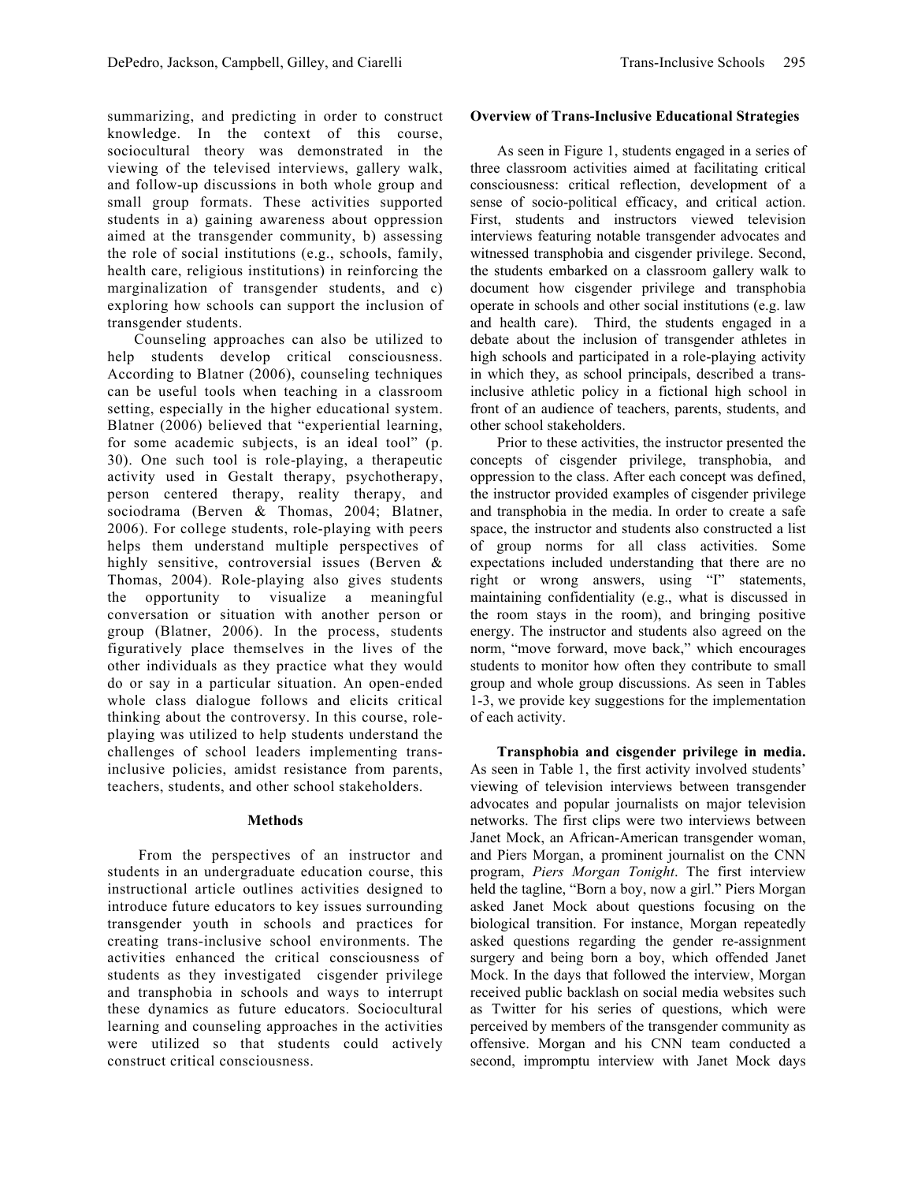summarizing, and predicting in order to construct knowledge. In the context of this course, sociocultural theory was demonstrated in the viewing of the televised interviews, gallery walk, and follow-up discussions in both whole group and small group formats. These activities supported students in a) gaining awareness about oppression aimed at the transgender community, b) assessing the role of social institutions (e.g., schools, family, health care, religious institutions) in reinforcing the marginalization of transgender students, and c) exploring how schools can support the inclusion of transgender students.

Counseling approaches can also be utilized to help students develop critical consciousness. According to Blatner (2006), counseling techniques can be useful tools when teaching in a classroom setting, especially in the higher educational system. Blatner (2006) believed that "experiential learning, for some academic subjects, is an ideal tool" (p. 30). One such tool is role-playing, a therapeutic activity used in Gestalt therapy, psychotherapy, person centered therapy, reality therapy, and sociodrama (Berven & Thomas, 2004; Blatner, 2006). For college students, role-playing with peers helps them understand multiple perspectives of highly sensitive, controversial issues (Berven & Thomas, 2004). Role-playing also gives students the opportunity to visualize a meaningful conversation or situation with another person or group (Blatner, 2006). In the process, students figuratively place themselves in the lives of the other individuals as they practice what they would do or say in a particular situation. An open-ended whole class dialogue follows and elicits critical thinking about the controversy. In this course, role-playing was utilized to help students understand the challenges of school leaders implementing trans-inclusive policies, amidst resistance from parents, teachers, students, and other school stakeholders.

## Methods

From the perspectives of an instructor and students in an undergraduate education course, this instructional article outlines activities designed to introduce future educators to key issues surrounding transgender youth in schools and practices for creating trans-inclusive school environments. The activities enhanced the critical consciousness of students as they investigated cisgender privilege and transphobia in schools and ways to interrupt these dynamics as future educators. Sociocultural learning and counseling approaches in the activities were utilized so that students could actively construct critical consciousness.

### Overview of Trans-Inclusive Educational Strategies

As seen in Figure 1, students engaged in a series of three classroom activities aimed at facilitating critical consciousness: critical reflection, development of a sense of socio-political efficacy, and critical action. First, students and instructors viewed television interviews featuring notable transgender advocates and witnessed transphobia and cisgender privilege. Second, the students embarked on a classroom gallery walk to document how cisgender privilege and transphobia operate in schools and other social institutions (e.g. law and health care). Third, the students engaged in a debate about the inclusion of transgender athletes in high schools and participated in a role-playing activity in which they, as school principals, described a trans-inclusive athletic policy in a fictional high school in front of an audience of teachers, parents, students, and other school stakeholders.

Prior to these activities, the instructor presented the concepts of cisgender privilege, transphobia, and oppression to the class. After each concept was defined, the instructor provided examples of cisgender privilege and transphobia in the media. In order to create a safe space, the instructor and students also constructed a list of group norms for all class activities. Some expectations included understanding that there are no right or wrong answers, using "I" statements, maintaining confidentiality (e.g., what is discussed in the room stays in the room), and bringing positive energy. The instructor and students also agreed on the norm, "move forward, move back," which encourages students to monitor how often they contribute to small group and whole group discussions. As seen in Tables 1-3, we provide key suggestions for the implementation of each activity.

**Transphobia and cisgender privilege in media.** As seen in Table 1, the first activity involved students' viewing of television interviews between transgender advocates and popular journalists on major television networks. The first clips were two interviews between Janet Mock, an African-American transgender woman, and Piers Morgan, a prominent journalist on the CNN program, *Piers Morgan Tonight*. The first interview held the tagline, "Born a boy, now a girl." Piers Morgan asked Janet Mock about questions focusing on the biological transition. For instance, Morgan repeatedly asked questions regarding the gender re-assignment surgery and being born a boy, which offended Janet Mock. In the days that followed the interview, Morgan received public backlash on social media websites such as Twitter for his series of questions, which were perceived by members of the transgender community as offensive. Morgan and his CNN team conducted a second, impromptu interview with Janet Mock days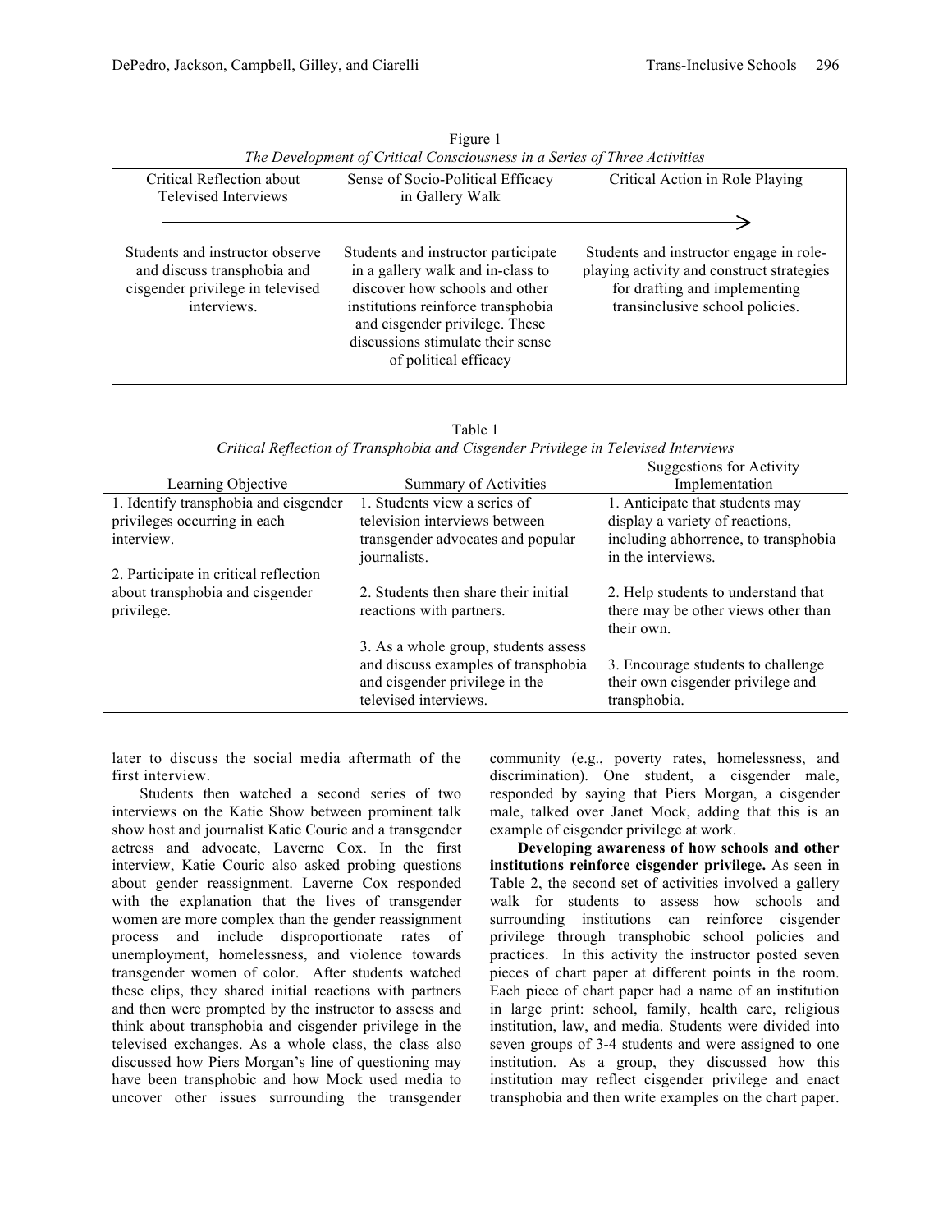Figure 1

*The Development of Critical Consciousness in a Series of Three Activities*

| Critical Reflection about Televised Interviews | Sense of Socio-Political Efficacy in Gallery Walk | Critical Action in Role Playing |
|---|---|---|
| Students and instructor observe and discuss transphobia and cisgender privilege in televised interviews. | Students and instructor participate in a gallery walk and in-class to discover how schools and other institutions reinforce transphobia and cisgender privilege. These discussions stimulate their sense of political efficacy | Students and instructor engage in role-playing activity and construct strategies for drafting and implementing transinclusive school policies. |

Table 1

*Critical Reflection of Transphobia and Cisgender Privilege in Televised Interviews*

| Learning Objective | Summary of Activities | Suggestions for Activity Implementation |
|---|---|---|
| 1. Identify transphobia and cisgender privileges occurring in each interview. | 1. Students view a series of television interviews between transgender advocates and popular journalists. | 1. Anticipate that students may display a variety of reactions, including abhorrence, to transphobia in the interviews. |
| 2. Participate in critical reflection about transphobia and cisgender privilege. | 2. Students then share their initial reactions with partners. | 2. Help students to understand that there may be other views other than their own. |
| | 3. As a whole group, students assess and discuss examples of transphobia and cisgender privilege in the televised interviews. | 3. Encourage students to challenge their own cisgender privilege and transphobia. |

later to discuss the social media aftermath of the first interview.

Students then watched a second series of two interviews on the Katie Show between prominent talk show host and journalist Katie Couric and a transgender actress and advocate, Laverne Cox. In the first interview, Katie Couric also asked probing questions about gender reassignment. Laverne Cox responded with the explanation that the lives of transgender women are more complex than the gender reassignment process and include disproportionate rates of unemployment, homelessness, and violence towards transgender women of color. After students watched these clips, they shared initial reactions with partners and then were prompted by the instructor to assess and think about transphobia and cisgender privilege in the televised exchanges. As a whole class, the class also discussed how Piers Morgan's line of questioning may have been transphobic and how Mock used media to uncover other issues surrounding the transgender community (e.g., poverty rates, homelessness, and discrimination). One student, a cisgender male, responded by saying that Piers Morgan, a cisgender male, talked over Janet Mock, adding that this is an example of cisgender privilege at work.

**Developing awareness of how schools and other institutions reinforce cisgender privilege.** As seen in Table 2, the second set of activities involved a gallery walk for students to assess how schools and surrounding institutions can reinforce cisgender privilege through transphobic school policies and practices. In this activity the instructor posted seven pieces of chart paper at different points in the room. Each piece of chart paper had a name of an institution in large print: school, family, health care, religious institution, law, and media. Students were divided into seven groups of 3-4 students and were assigned to one institution. As a group, they discussed how this institution may reflect cisgender privilege and enact transphobia and then write examples on the chart paper.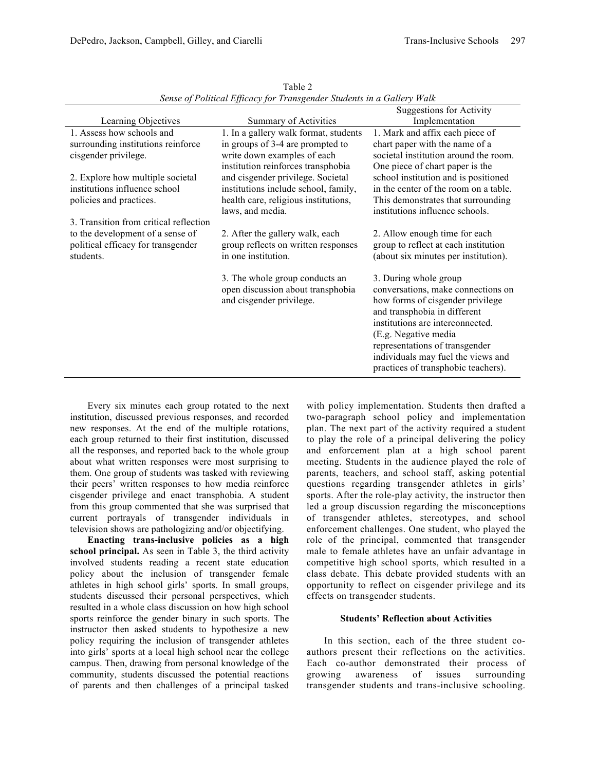Table 2
*Sense of Political Efficacy for Transgender Students in a Gallery Walk*

| Learning Objectives | Summary of Activities | Suggestions for Activity Implementation |
|---|---|---|
| 1. Assess how schools and surrounding institutions reinforce cisgender privilege.<br><br>2. Explore how multiple societal institutions influence school policies and practices.<br><br>3. Transition from critical reflection to the development of a sense of political efficacy for transgender students. | 1. In a gallery walk format, students in groups of 3-4 are prompted to write down examples of each institution reinforces transphobia and cisgender privilege. Societal institutions include school, family, health care, religious institutions, laws, and media.<br><br>2. After the gallery walk, each group reflects on written responses in one institution.<br><br>3. The whole group conducts an open discussion about transphobia and cisgender privilege. | 1. Mark and affix each piece of chart paper with the name of a societal institution around the room. One piece of chart paper is the school institution and is positioned in the center of the room on a table. This demonstrates that surrounding institutions influence schools.<br><br>2. Allow enough time for each group to reflect at each institution (about six minutes per institution).<br><br>3. During whole group conversations, make connections on how forms of cisgender privilege and transphobia in different institutions are interconnected. (E.g. Negative media representations of transgender individuals may fuel the views and practices of transphobic teachers). |

Every six minutes each group rotated to the next institution, discussed previous responses, and recorded new responses. At the end of the multiple rotations, each group returned to their first institution, discussed all the responses, and reported back to the whole group about what written responses were most surprising to them. One group of students was tasked with reviewing their peers' written responses to how media reinforce cisgender privilege and enact transphobia. A student from this group commented that she was surprised that current portrayals of transgender individuals in television shows are pathologizing and/or objectifying.

**Enacting trans-inclusive policies as a high school principal.** As seen in Table 3, the third activity involved students reading a recent state education policy about the inclusion of transgender female athletes in high school girls' sports. In small groups, students discussed their personal perspectives, which resulted in a whole class discussion on how high school sports reinforce the gender binary in such sports. The instructor then asked students to hypothesize a new policy requiring the inclusion of transgender athletes into girls' sports at a local high school near the college campus. Then, drawing from personal knowledge of the community, students discussed the potential reactions of parents and then challenges of a principal tasked with policy implementation. Students then drafted a two-paragraph school policy and implementation plan. The next part of the activity required a student to play the role of a principal delivering the policy and enforcement plan at a high school parent meeting. Students in the audience played the role of parents, teachers, and school staff, asking potential questions regarding transgender athletes in girls' sports. After the role-play activity, the instructor then led a group discussion regarding the misconceptions of transgender athletes, stereotypes, and school enforcement challenges. One student, who played the role of the principal, commented that transgender male to female athletes have an unfair advantage in competitive high school sports, which resulted in a class debate. This debate provided students with an opportunity to reflect on cisgender privilege and its effects on transgender students.

### Students' Reflection about Activities

In this section, each of the three student co-authors present their reflections on the activities. Each co-author demonstrated their process of growing awareness of issues surrounding transgender students and trans-inclusive schooling.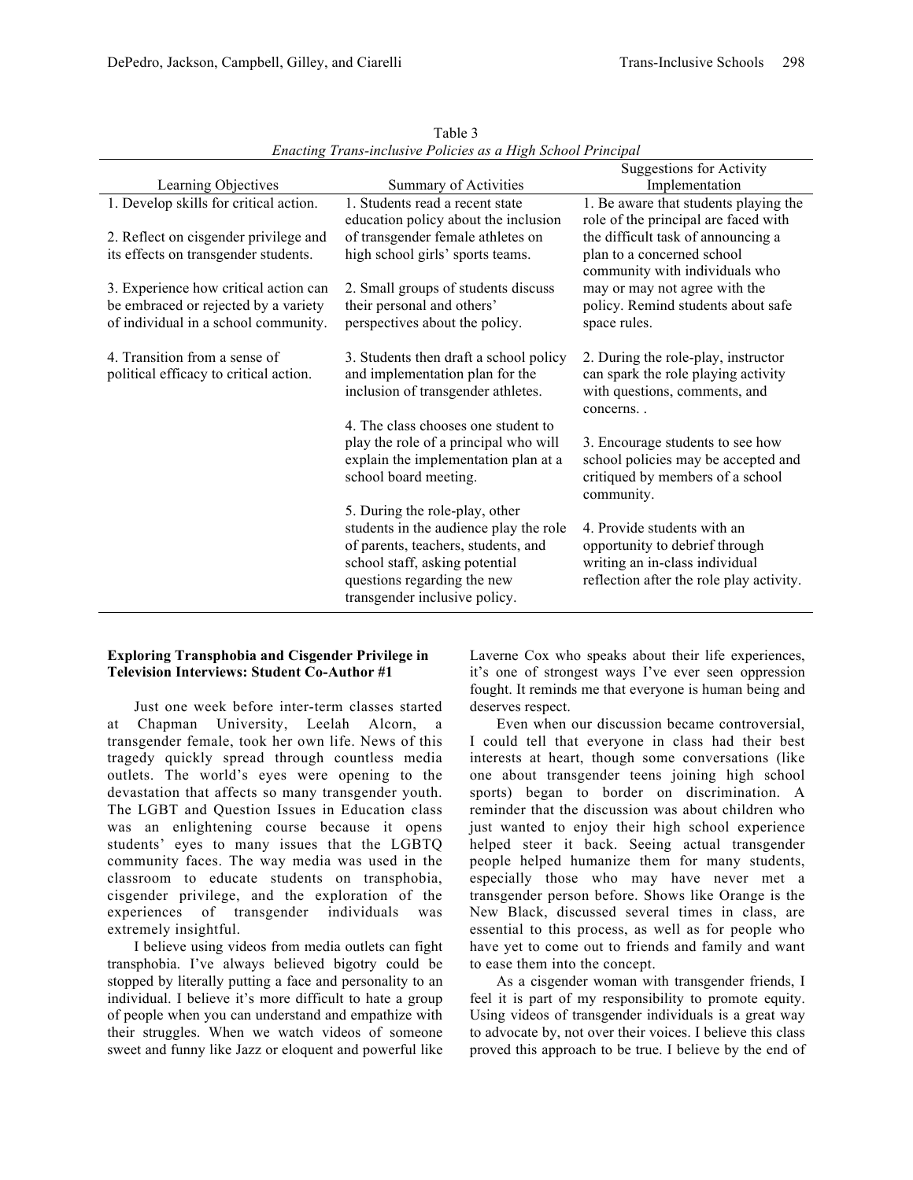Table 3

*Enacting Trans-inclusive Policies as a High School Principal*

| Learning Objectives | Summary of Activities | Suggestions for Activity Implementation |
|---|---|---|
| 1. Develop skills for critical action.<br><br>2. Reflect on cisgender privilege and its effects on transgender students.<br><br>3. Experience how critical action can be embraced or rejected by a variety of individual in a school community.<br><br>4. Transition from a sense of political efficacy to critical action. | 1. Students read a recent state education policy about the inclusion of transgender female athletes on high school girls' sports teams.<br><br>2. Small groups of students discuss their personal and others' perspectives about the policy.<br><br>3. Students then draft a school policy and implementation plan for the inclusion of transgender athletes.<br><br>4. The class chooses one student to play the role of a principal who will explain the implementation plan at a school board meeting.<br><br>5. During the role-play, other students in the audience play the role of parents, teachers, students, and school staff, asking potential questions regarding the new transgender inclusive policy. | 1. Be aware that students playing the role of the principal are faced with the difficult task of announcing a plan to a concerned school community with individuals who may or may not agree with the policy. Remind students about safe space rules.<br><br>2. During the role-play, instructor can spark the role playing activity with questions, comments, and concerns. .<br><br>3. Encourage students to see how school policies may be accepted and critiqued by members of a school community.<br><br>4. Provide students with an opportunity to debrief through writing an in-class individual reflection after the role play activity. |

**Exploring Transphobia and Cisgender Privilege in Television Interviews: Student Co-Author #1**

Just one week before inter-term classes started at Chapman University, Leelah Alcorn, a transgender female, took her own life. News of this tragedy quickly spread through countless media outlets. The world's eyes were opening to the devastation that affects so many transgender youth. The LGBT and Question Issues in Education class was an enlightening course because it opens students' eyes to many issues that the LGBTQ community faces. The way media was used in the classroom to educate students on transphobia, cisgender privilege, and the exploration of the experiences of transgender individuals was extremely insightful.

I believe using videos from media outlets can fight transphobia. I've always believed bigotry could be stopped by literally putting a face and personality to an individual. I believe it's more difficult to hate a group of people when you can understand and empathize with their struggles. When we watch videos of someone sweet and funny like Jazz or eloquent and powerful like Laverne Cox who speaks about their life experiences, it's one of strongest ways I've ever seen oppression fought. It reminds me that everyone is human being and deserves respect.

Even when our discussion became controversial, I could tell that everyone in class had their best interests at heart, though some conversations (like one about transgender teens joining high school sports) began to border on discrimination. A reminder that the discussion was about children who just wanted to enjoy their high school experience helped steer it back. Seeing actual transgender people helped humanize them for many students, especially those who may have never met a transgender person before. Shows like Orange is the New Black, discussed several times in class, are essential to this process, as well as for people who have yet to come out to friends and family and want to ease them into the concept.

As a cisgender woman with transgender friends, I feel it is part of my responsibility to promote equity. Using videos of transgender individuals is a great way to advocate by, not over their voices. I believe this class proved this approach to be true. I believe by the end of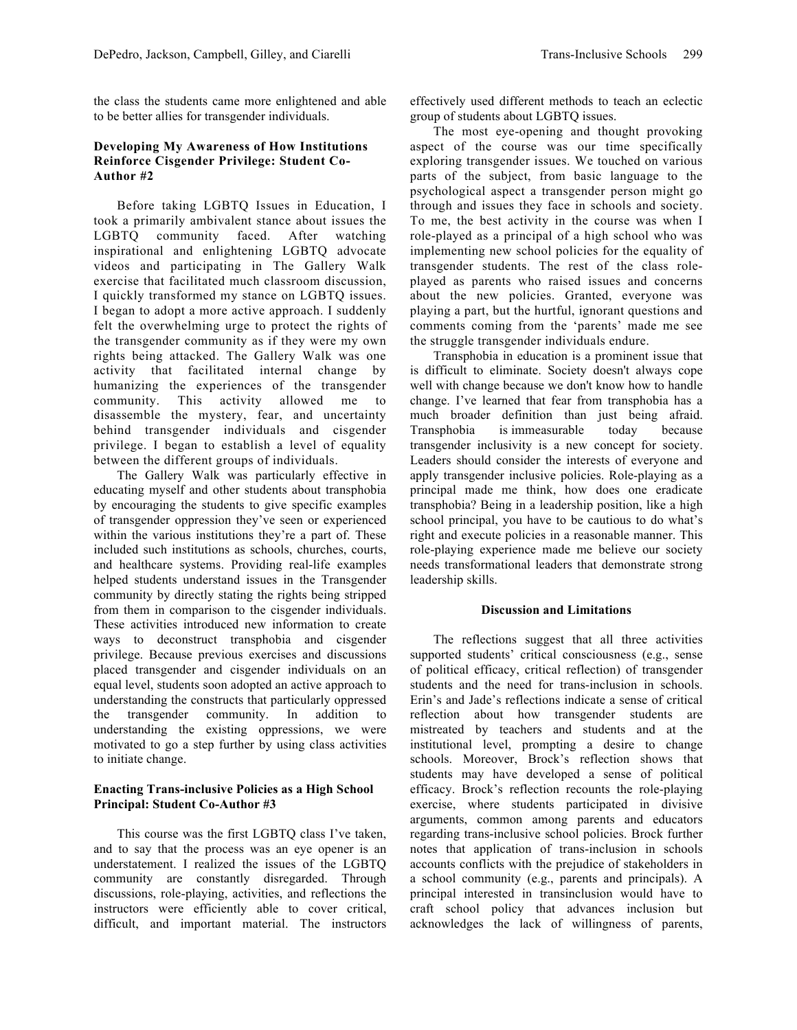the class the students came more enlightened and able to be better allies for transgender individuals.

### Developing My Awareness of How Institutions Reinforce Cisgender Privilege: Student Co-Author #2

Before taking LGBTQ Issues in Education, I took a primarily ambivalent stance about issues the LGBTQ community faced. After watching inspirational and enlightening LGBTQ advocate videos and participating in The Gallery Walk exercise that facilitated much classroom discussion, I quickly transformed my stance on LGBTQ issues. I began to adopt a more active approach. I suddenly felt the overwhelming urge to protect the rights of the transgender community as if they were my own rights being attacked. The Gallery Walk was one activity that facilitated internal change by humanizing the experiences of the transgender community. This activity allowed me to disassemble the mystery, fear, and uncertainty behind transgender individuals and cisgender privilege. I began to establish a level of equality between the different groups of individuals.

The Gallery Walk was particularly effective in educating myself and other students about transphobia by encouraging the students to give specific examples of transgender oppression they've seen or experienced within the various institutions they're a part of. These included such institutions as schools, churches, courts, and healthcare systems. Providing real-life examples helped students understand issues in the Transgender community by directly stating the rights being stripped from them in comparison to the cisgender individuals. These activities introduced new information to create ways to deconstruct transphobia and cisgender privilege. Because previous exercises and discussions placed transgender and cisgender individuals on an equal level, students soon adopted an active approach to understanding the constructs that particularly oppressed the transgender community. In addition to understanding the existing oppressions, we were motivated to go a step further by using class activities to initiate change.

### Enacting Trans-inclusive Policies as a High School Principal: Student Co-Author #3

This course was the first LGBTQ class I've taken, and to say that the process was an eye opener is an understatement. I realized the issues of the LGBTQ community are constantly disregarded. Through discussions, role-playing, activities, and reflections the instructors were efficiently able to cover critical, difficult, and important material. The instructors effectively used different methods to teach an eclectic group of students about LGBTQ issues.

The most eye-opening and thought provoking aspect of the course was our time specifically exploring transgender issues. We touched on various parts of the subject, from basic language to the psychological aspect a transgender person might go through and issues they face in schools and society. To me, the best activity in the course was when I role-played as a principal of a high school who was implementing new school policies for the equality of transgender students. The rest of the class role-played as parents who raised issues and concerns about the new policies. Granted, everyone was playing a part, but the hurtful, ignorant questions and comments coming from the 'parents' made me see the struggle transgender individuals endure.

Transphobia in education is a prominent issue that is difficult to eliminate. Society doesn't always cope well with change because we don't know how to handle change. I've learned that fear from transphobia has a much broader definition than just being afraid. Transphobia is immeasurable today because transgender inclusivity is a new concept for society. Leaders should consider the interests of everyone and apply transgender inclusive policies. Role-playing as a principal made me think, how does one eradicate transphobia? Being in a leadership position, like a high school principal, you have to be cautious to do what's right and execute policies in a reasonable manner. This role-playing experience made me believe our society needs transformational leaders that demonstrate strong leadership skills.

## Discussion and Limitations

The reflections suggest that all three activities supported students' critical consciousness (e.g., sense of political efficacy, critical reflection) of transgender students and the need for trans-inclusion in schools. Erin's and Jade's reflections indicate a sense of critical reflection about how transgender students are mistreated by teachers and students and at the institutional level, prompting a desire to change schools. Moreover, Brock's reflection shows that students may have developed a sense of political efficacy. Brock's reflection recounts the role-playing exercise, where students participated in divisive arguments, common among parents and educators regarding trans-inclusive school policies. Brock further notes that application of trans-inclusion in schools accounts conflicts with the prejudice of stakeholders in a school community (e.g., parents and principals). A principal interested in transinclusion would have to craft school policy that advances inclusion but acknowledges the lack of willingness of parents,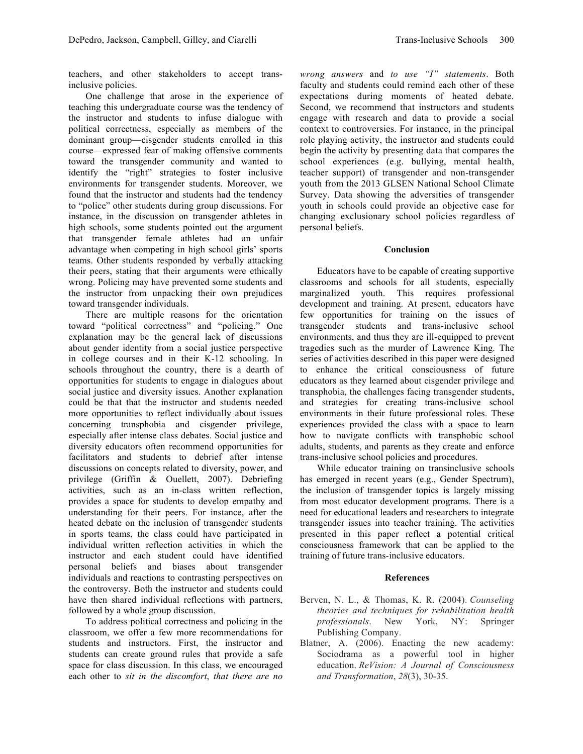teachers, and other stakeholders to accept trans-inclusive policies.

One challenge that arose in the experience of teaching this undergraduate course was the tendency of the instructor and students to infuse dialogue with political correctness, especially as members of the dominant group—cisgender students enrolled in this course—expressed fear of making offensive comments toward the transgender community and wanted to identify the "right" strategies to foster inclusive environments for transgender students. Moreover, we found that the instructor and students had the tendency to "police" other students during group discussions. For instance, in the discussion on transgender athletes in high schools, some students pointed out the argument that transgender female athletes had an unfair advantage when competing in high school girls' sports teams. Other students responded by verbally attacking their peers, stating that their arguments were ethically wrong. Policing may have prevented some students and the instructor from unpacking their own prejudices toward transgender individuals.

There are multiple reasons for the orientation toward "political correctness" and "policing." One explanation may be the general lack of discussions about gender identity from a social justice perspective in college courses and in their K-12 schooling. In schools throughout the country, there is a dearth of opportunities for students to engage in dialogues about social justice and diversity issues. Another explanation could be that that the instructor and students needed more opportunities to reflect individually about issues concerning transphobia and cisgender privilege, especially after intense class debates. Social justice and diversity educators often recommend opportunities for facilitators and students to debrief after intense discussions on concepts related to diversity, power, and privilege (Griffin & Ouellett, 2007). Debriefing activities, such as an in-class written reflection, provides a space for students to develop empathy and understanding for their peers. For instance, after the heated debate on the inclusion of transgender students in sports teams, the class could have participated in individual written reflection activities in which the instructor and each student could have identified personal beliefs and biases about transgender individuals and reactions to contrasting perspectives on the controversy. Both the instructor and students could have then shared individual reflections with partners, followed by a whole group discussion.

To address political correctness and policing in the classroom, we offer a few more recommendations for students and instructors. First, the instructor and students can create ground rules that provide a safe space for class discussion. In this class, we encouraged each other to *sit in the discomfort*, *that there are no wrong answers* and *to use "I" statements*. Both faculty and students could remind each other of these expectations during moments of heated debate. Second, we recommend that instructors and students engage with research and data to provide a social context to controversies. For instance, in the principal role playing activity, the instructor and students could begin the activity by presenting data that compares the school experiences (e.g. bullying, mental health, teacher support) of transgender and non-transgender youth from the 2013 GLSEN National School Climate Survey. Data showing the adversities of transgender youth in schools could provide an objective case for changing exclusionary school policies regardless of personal beliefs.

## Conclusion

Educators have to be capable of creating supportive classrooms and schools for all students, especially marginalized youth. This requires professional development and training. At present, educators have few opportunities for training on the issues of transgender students and trans-inclusive school environments, and thus they are ill-equipped to prevent tragedies such as the murder of Lawrence King. The series of activities described in this paper were designed to enhance the critical consciousness of future educators as they learned about cisgender privilege and transphobia, the challenges facing transgender students, and strategies for creating trans-inclusive school environments in their future professional roles. These experiences provided the class with a space to learn how to navigate conflicts with transphobic school adults, students, and parents as they create and enforce trans-inclusive school policies and procedures.

While educator training on transinclusive schools has emerged in recent years (e.g., Gender Spectrum), the inclusion of transgender topics is largely missing from most educator development programs. There is a need for educational leaders and researchers to integrate transgender issues into teacher training. The activities presented in this paper reflect a potential critical consciousness framework that can be applied to the training of future trans-inclusive educators.

## References

Berven, N. L., & Thomas, K. R. (2004). *Counseling theories and techniques for rehabilitation health professionals*. New York, NY: Springer Publishing Company.

Blatner, A. (2006). Enacting the new academy: Sociodrama as a powerful tool in higher education. *ReVision: A Journal of Consciousness and Transformation*, *28*(3), 30-35.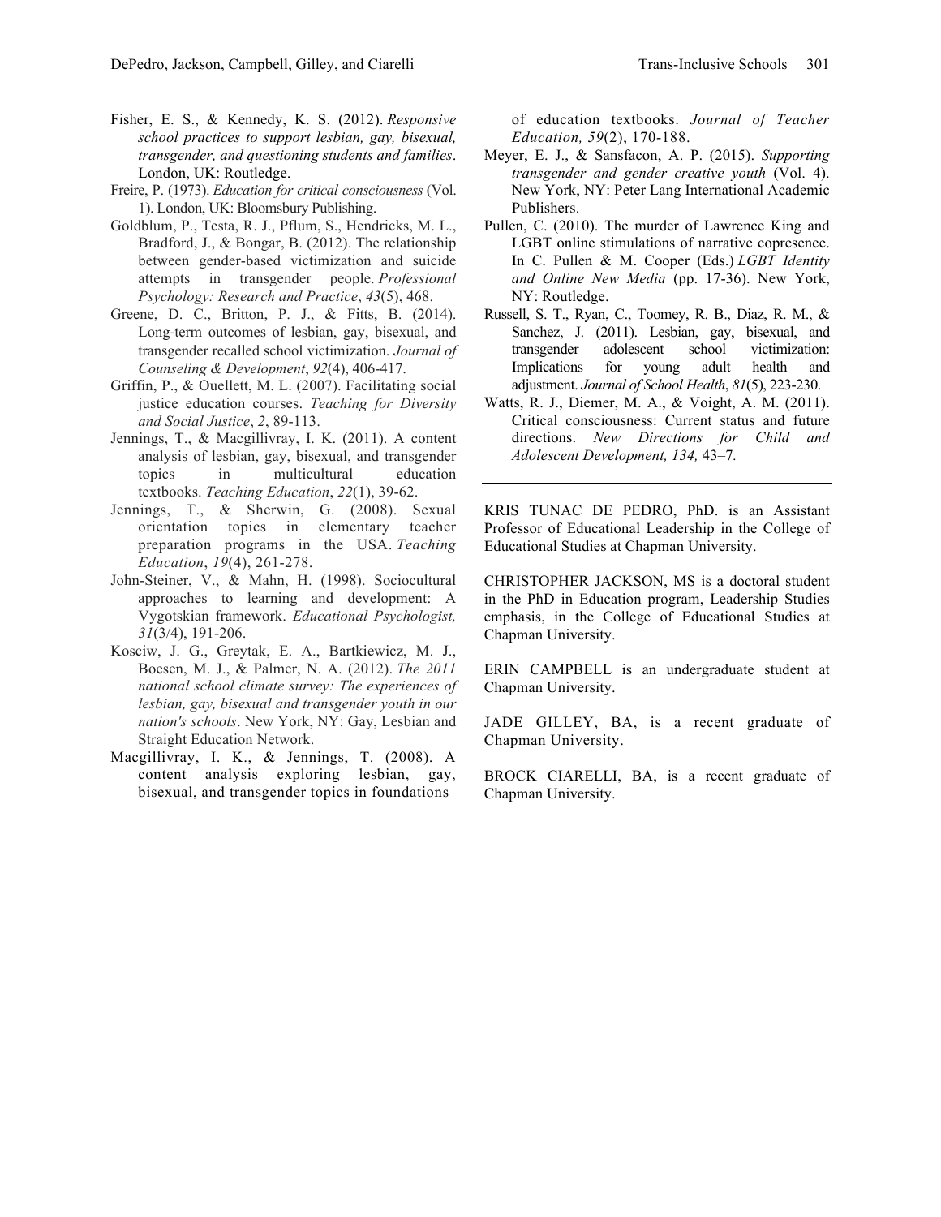Fisher, E. S., & Kennedy, K. S. (2012). *Responsive school practices to support lesbian, gay, bisexual, transgender, and questioning students and families*. London, UK: Routledge.

Freire, P. (1973). *Education for critical consciousness* (Vol. 1). London, UK: Bloomsbury Publishing.

Goldblum, P., Testa, R. J., Pflum, S., Hendricks, M. L., Bradford, J., & Bongar, B. (2012). The relationship between gender-based victimization and suicide attempts in transgender people. *Professional Psychology: Research and Practice*, *43*(5), 468.

Greene, D. C., Britton, P. J., & Fitts, B. (2014). Long-term outcomes of lesbian, gay, bisexual, and transgender recalled school victimization. *Journal of Counseling & Development*, *92*(4), 406-417.

Griffin, P., & Ouellett, M. L. (2007). Facilitating social justice education courses. *Teaching for Diversity and Social Justice*, *2*, 89-113.

Jennings, T., & Macgillivray, I. K. (2011). A content analysis of lesbian, gay, bisexual, and transgender topics in multicultural education textbooks. *Teaching Education*, *22*(1), 39-62.

Jennings, T., & Sherwin, G. (2008). Sexual orientation topics in elementary teacher preparation programs in the USA. *Teaching Education*, *19*(4), 261-278.

John-Steiner, V., & Mahn, H. (1998). Sociocultural approaches to learning and development: A Vygotskian framework. *Educational Psychologist, 31*(3/4), 191-206.

Kosciw, J. G., Greytak, E. A., Bartkiewicz, M. J., Boesen, M. J., & Palmer, N. A. (2012). *The 2011 national school climate survey: The experiences of lesbian, gay, bisexual and transgender youth in our nation's schools*. New York, NY: Gay, Lesbian and Straight Education Network.

Macgillivray, I. K., & Jennings, T. (2008). A content analysis exploring lesbian, gay, bisexual, and transgender topics in foundations of education textbooks. *Journal of Teacher Education, 59*(2), 170-188.

Meyer, E. J., & Sansfacon, A. P. (2015). *Supporting transgender and gender creative youth* (Vol. 4). New York, NY: Peter Lang International Academic Publishers.

Pullen, C. (2010). The murder of Lawrence King and LGBT online stimulations of narrative copresence. In C. Pullen & M. Cooper (Eds.) *LGBT Identity and Online New Media* (pp. 17-36). New York, NY: Routledge.

Russell, S. T., Ryan, C., Toomey, R. B., Diaz, R. M., & Sanchez, J. (2011). Lesbian, gay, bisexual, and transgender adolescent school victimization: Implications for young adult health and adjustment. *Journal of School Health*, *81*(5), 223-230.

Watts, R. J., Diemer, M. A., & Voight, A. M. (2011). Critical consciousness: Current status and future directions. *New Directions for Child and Adolescent Development, 134,* 43–7.

---

KRIS TUNAC DE PEDRO, PhD. is an Assistant Professor of Educational Leadership in the College of Educational Studies at Chapman University.

CHRISTOPHER JACKSON, MS is a doctoral student in the PhD in Education program, Leadership Studies emphasis, in the College of Educational Studies at Chapman University.

ERIN CAMPBELL is an undergraduate student at Chapman University.

JADE GILLEY, BA, is a recent graduate of Chapman University.

BROCK CIARELLI, BA, is a recent graduate of Chapman University.